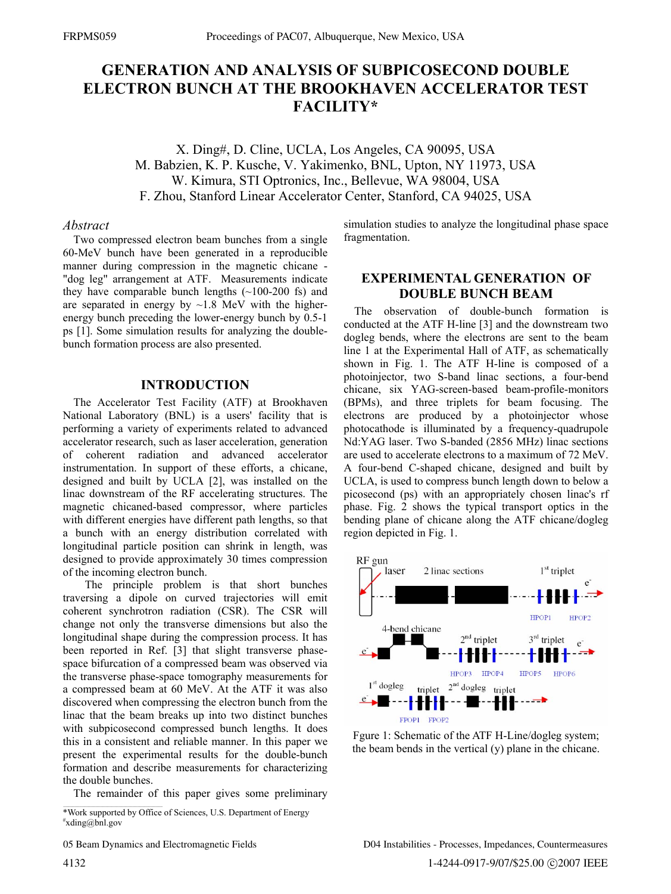# GENERATION AND ANALYSIS OF SUBPICOSECOND DOUBLE ELECTRON BUNCH AT THE BROOKHAVEN ACCELERATOR TEST FACILITY*

X. Ding#, D. Cline, UCLA, Los Angeles, CA 90095, USA
M. Babzien, K. P. Kusche, V. Yakimenko, BNL, Upton, NY 11973, USA
W. Kimura, STI Optronics, Inc., Bellevue, WA 98004, USA
F. Zhou, Stanford Linear Accelerator Center, Stanford, CA 94025, USA

*Abstract*

Two compressed electron beam bunches from a single 60-MeV bunch have been generated in a reproducible manner during compression in the magnetic chicane - "dog leg" arrangement at ATF. Measurements indicate they have comparable bunch lengths (~100-200 fs) and are separated in energy by ~1.8 MeV with the higher-energy bunch preceding the lower-energy bunch by 0.5-1 ps [1]. Some simulation results for analyzing the double-bunch formation process are also presented.

## INTRODUCTION

The Accelerator Test Facility (ATF) at Brookhaven National Laboratory (BNL) is a users' facility that is performing a variety of experiments related to advanced accelerator research, such as laser acceleration, generation of coherent radiation and advanced accelerator instrumentation. In support of these efforts, a chicane, designed and built by UCLA [2], was installed on the linac downstream of the RF accelerating structures. The magnetic chicaned-based compressor, where particles with different energies have different path lengths, so that a bunch with an energy distribution correlated with longitudinal particle position can shrink in length, was designed to provide approximately 30 times compression of the incoming electron bunch.

The principle problem is that short bunches traversing a dipole on curved trajectories will emit coherent synchrotron radiation (CSR). The CSR will change not only the transverse dimensions but also the longitudinal shape during the compression process. It has been reported in Ref. [3] that slight transverse phase-space bifurcation of a compressed beam was observed via the transverse phase-space tomography measurements for a compressed beam at 60 MeV. At the ATF it was also discovered when compressing the electron bunch from the linac that the beam breaks up into two distinct bunches with subpicosecond compressed bunch lengths. It does this in a consistent and reliable manner. In this paper we present the experimental results for the double-bunch formation and describe measurements for characterizing the double bunches.

The remainder of this paper gives some preliminary simulation studies to analyze the longitudinal phase space fragmentation.

## EXPERIMENTAL GENERATION OF DOUBLE BUNCH BEAM

The observation of double-bunch formation is conducted at the ATF H-line [3] and the downstream two dogleg bends, where the electrons are sent to the beam line 1 at the Experimental Hall of ATF, as schematically shown in Fig. 1. The ATF H-line is composed of a photoinjector, two S-band linac sections, a four-bend chicane, six YAG-screen-based beam-profile-monitors (BPMs), and three triplets for beam focusing. The electrons are produced by a photoinjector whose photocathode is illuminated by a frequency-quadrupole Nd:YAG laser. Two S-banded (2856 MHz) linac sections are used to accelerate electrons to a maximum of 72 MeV. A four-bend C-shaped chicane, designed and built by UCLA, is used to compress bunch length down to below a picosecond (ps) with an appropriately chosen linac's rf phase. Fig. 2 shows the typical transport optics in the bending plane of chicane along the ATF chicane/dogleg region depicted in Fig. 1.

Fgure 1: Schematic of the ATF H-Line/dogleg system; the beam bends in the vertical (y) plane in the chicane.

---

*Work supported by Office of Sciences, U.S. Department of Energy
#xding@bnl.gov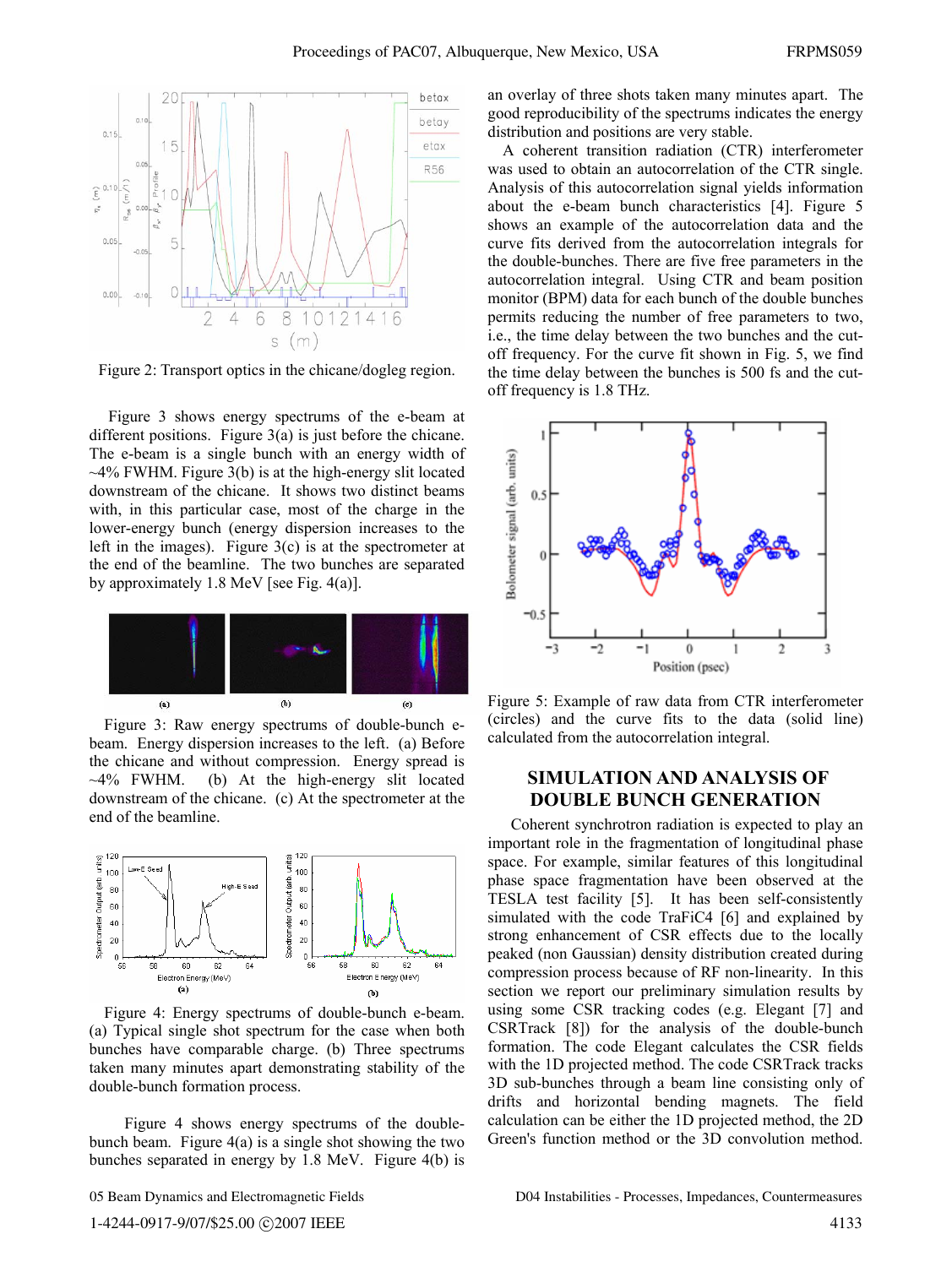Figure 2: Transport optics in the chicane/dogleg region.

Figure 3 shows energy spectrums of the e-beam at different positions. Figure 3(a) is just before the chicane. The e-beam is a single bunch with an energy width of ~4% FWHM. Figure 3(b) is at the high-energy slit located downstream of the chicane. It shows two distinct beams with, in this particular case, most of the charge in the lower-energy bunch (energy dispersion increases to the left in the images). Figure 3(c) is at the spectrometer at the end of the beamline. The two bunches are separated by approximately 1.8 MeV [see Fig. 4(a)].

Figure 3: Raw energy spectrums of double-bunch e-beam. Energy dispersion increases to the left. (a) Before the chicane and without compression. Energy spread is ~4% FWHM. (b) At the high-energy slit located downstream of the chicane. (c) At the spectrometer at the end of the beamline.

Figure 4: Energy spectrums of double-bunch e-beam. (a) Typical single shot spectrum for the case when both bunches have comparable charge. (b) Three spectrums taken many minutes apart demonstrating stability of the double-bunch formation process.

Figure 4 shows energy spectrums of the double-bunch beam. Figure 4(a) is a single shot showing the two bunches separated in energy by 1.8 MeV. Figure 4(b) is an overlay of three shots taken many minutes apart. The good reproducibility of the spectrums indicates the energy distribution and positions are very stable.

A coherent transition radiation (CTR) interferometer was used to obtain an autocorrelation of the CTR single. Analysis of this autocorrelation signal yields information about the e-beam bunch characteristics [4]. Figure 5 shows an example of the autocorrelation data and the curve fits derived from the autocorrelation integrals for the double-bunches. There are five free parameters in the autocorrelation integral. Using CTR and beam position monitor (BPM) data for each bunch of the double bunches permits reducing the number of free parameters to two, i.e., the time delay between the two bunches and the cut-off frequency. For the curve fit shown in Fig. 5, we find the time delay between the bunches is 500 fs and the cut-off frequency is 1.8 THz.

Figure 5: Example of raw data from CTR interferometer (circles) and the curve fits to the data (solid line) calculated from the autocorrelation integral.

## SIMULATION AND ANALYSIS OF DOUBLE BUNCH GENERATION

Coherent synchrotron radiation is expected to play an important role in the fragmentation of longitudinal phase space. For example, similar features of this longitudinal phase space fragmentation have been observed at the TESLA test facility [5]. It has been self-consistently simulated with the code TraFiC4 [6] and explained by strong enhancement of CSR effects due to the locally peaked (non Gaussian) density distribution created during compression process because of RF non-linearity. In this section we report our preliminary simulation results by using some CSR tracking codes (e.g. Elegant [7] and CSRTrack [8]) for the analysis of the double-bunch formation. The code Elegant calculates the CSR fields with the 1D projected method. The code CSRTrack tracks 3D sub-bunches through a beam line consisting only of drifts and horizontal bending magnets. The field calculation can be either the 1D projected method, the 2D Green's function method or the 3D convolution method.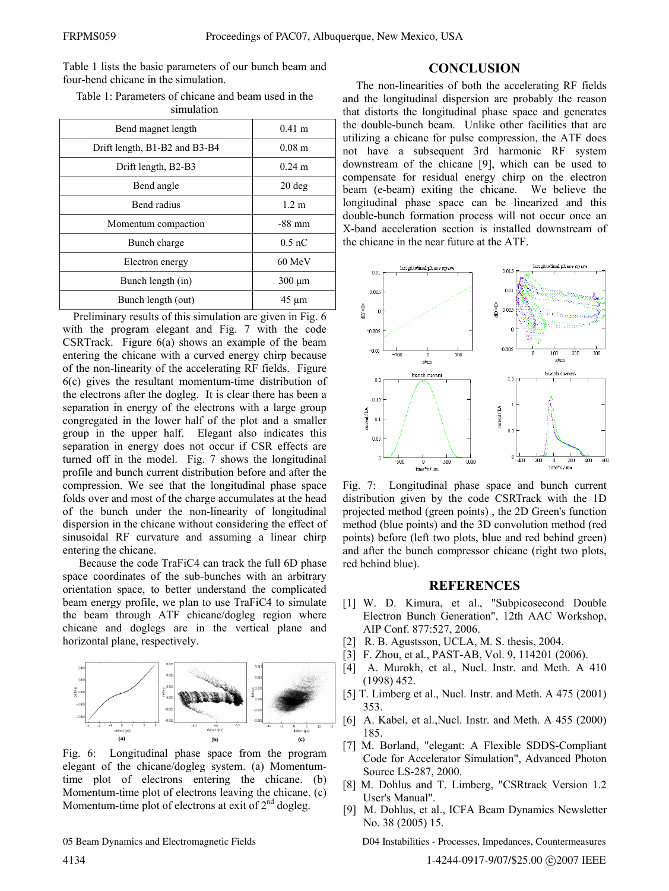Table 1 lists the basic parameters of our bunch beam and four-bend chicane in the simulation.

Table 1: Parameters of chicane and beam used in the simulation

| | |
|---|---|
| Bend magnet length | 0.41 m |
| Drift length, B1-B2 and B3-B4 | 0.08 m |
| Drift length, B2-B3 | 0.24 m |
| Bend angle | 20 deg |
| Bend radius | 1.2 m |
| Momentum compaction | -88 mm |
| Bunch charge | 0.5 nC |
| Electron energy | 60 MeV |
| Bunch length (in) | 300 μm |
| Bunch length (out) | 45 μm |

Preliminary results of this simulation are given in Fig. 6 with the program elegant and Fig. 7 with the code CSRTrack. Figure 6(a) shows an example of the beam entering the chicane with a curved energy chirp because of the non-linearity of the accelerating RF fields. Figure 6(c) gives the resultant momentum-time distribution of the electrons after the dogleg. It is clear there has been a separation in energy of the electrons with a large group congregated in the lower half of the plot and a smaller group in the upper half. Elegant also indicates this separation in energy does not occur if CSR effects are turned off in the model. Fig. 7 shows the longitudinal profile and bunch current distribution before and after the compression. We see that the longitudinal phase space folds over and most of the charge accumulates at the head of the bunch under the non-linearity of longitudinal dispersion in the chicane without considering the effect of sinusoidal RF curvature and assuming a linear chirp entering the chicane.

Because the code TraFiC4 can track the full 6D phase space coordinates of the sub-bunches with an arbitrary orientation space, to better understand the complicated beam energy profile, we plan to use TraFiC4 to simulate the beam through ATF chicane/dogleg region where chicane and doglegs are in the vertical plane and horizontal plane, respectively.

(a) (b) (c)

Fig. 6: Longitudinal phase space from the program elegant of the chicane/dogleg system. (a) Momentum-time plot of electrons entering the chicane. (b) Momentum-time plot of electrons leaving the chicane. (c) Momentum-time plot of electrons at exit of 2nd dogleg.

## CONCLUSION

The non-linearities of both the accelerating RF fields and the longitudinal dispersion are probably the reason that distorts the longitudinal phase space and generates the double-bunch beam. Unlike other facilities that are utilizing a chicane for pulse compression, the ATF does not have a subsequent 3rd harmonic RF system downstream of the chicane [9], which can be used to compensate for residual energy chirp on the electron beam (e-beam) exiting the chicane. We believe the longitudinal phase space can be linearized and this double-bunch formation process will not occur once an X-band acceleration section is installed downstream of the chicane in the near future at the ATF.

longitudinal phase space
longitudinal phase space
bunch current
bunch current

Fig. 7: Longitudinal phase space and bunch current distribution given by the code CSRTrack with the 1D projected method (green points) , the 2D Green's function method (blue points) and the 3D convolution method (red points) before (left two plots, blue and red behind green) and after the bunch compressor chicane (right two plots, red behind blue).

## REFERENCES

[1] W. D. Kimura, et al., "Subpicosecond Double Electron Bunch Generation", 12th AAC Workshop, AIP Conf. 877:527, 2006.

[2] R. B. Agustsson, UCLA, M. S. thesis, 2004.

[3] F. Zhou, et al., PAST-AB, Vol. 9, 114201 (2006).

[4] A. Murokh, et al., Nucl. Instr. and Meth. A 410 (1998) 452.

[5] T. Limberg et al., Nucl. Instr. and Meth. A 475 (2001) 353.

[6] A. Kabel, et al.,Nucl. Instr. and Meth. A 455 (2000) 185.

[7] M. Borland, "elegant: A Flexible SDDS-Compliant Code for Accelerator Simulation", Advanced Photon Source LS-287, 2000.

[8] M. Dohlus and T. Limberg, "CSRtrack Version 1.2 User's Manual".

[9] M. Dohlus, et al., ICFA Beam Dynamics Newsletter No. 38 (2005) 15.